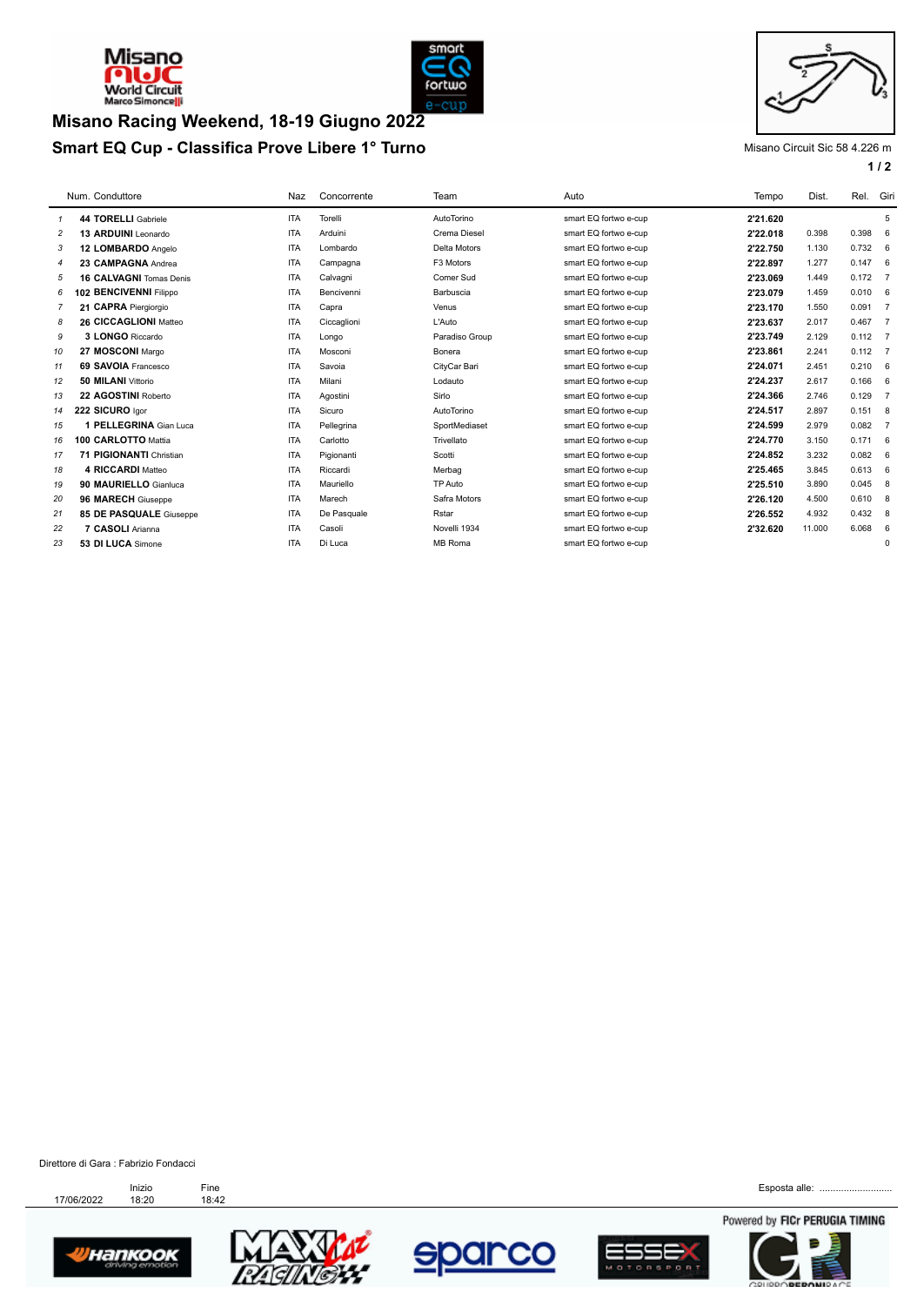# Misano Racing Weekend, 18-19 Giugno 2022

## Smart EQ Cup - Classifica Prove Libere 1° Turno

Misano Circuit Sic 58 4.226 m

| | Num. Conduttore | Naz | Concorrente | Team | Auto | Tempo | Dist. | Rel. | Giri |
|---|---|---|---|---|---|---|---|---|---|
| 1 | **44 TORELLI** Gabriele | ITA | Torelli | AutoTorino | smart EQ fortwo e-cup | **2'21.620** | | | 5 |
| 2 | **13 ARDUINI** Leonardo | ITA | Arduini | Crema Diesel | smart EQ fortwo e-cup | **2'22.018** | 0.398 | 0.398 | 6 |
| 3 | **12 LOMBARDO** Angelo | ITA | Lombardo | Delta Motors | smart EQ fortwo e-cup | **2'22.750** | 1.130 | 0.732 | 6 |
| 4 | **23 CAMPAGNA** Andrea | ITA | Campagna | F3 Motors | smart EQ fortwo e-cup | **2'22.897** | 1.277 | 0.147 | 6 |
| 5 | **16 CALVAGNI** Tomas Denis | ITA | Calvagni | Comer Sud | smart EQ fortwo e-cup | **2'23.069** | 1.449 | 0.172 | 7 |
| 6 | **102 BENCIVENNI** Filippo | ITA | Bencivenni | Barbuscia | smart EQ fortwo e-cup | **2'23.079** | 1.459 | 0.010 | 6 |
| 7 | **21 CAPRA** Piergiorgio | ITA | Capra | Venus | smart EQ fortwo e-cup | **2'23.170** | 1.550 | 0.091 | 7 |
| 8 | **26 CICCAGLIONI** Matteo | ITA | Ciccaglioni | L'Auto | smart EQ fortwo e-cup | **2'23.637** | 2.017 | 0.467 | 7 |
| 9 | **3 LONGO** Riccardo | ITA | Longo | Paradiso Group | smart EQ fortwo e-cup | **2'23.749** | 2.129 | 0.112 | 7 |
| 10 | **27 MOSCONI** Margo | ITA | Mosconi | Bonera | smart EQ fortwo e-cup | **2'23.861** | 2.241 | 0.112 | 7 |
| 11 | **69 SAVOIA** Francesco | ITA | Savoia | CityCar Bari | smart EQ fortwo e-cup | **2'24.071** | 2.451 | 0.210 | 6 |
| 12 | **50 MILANI** Vittorio | ITA | Milani | Lodauto | smart EQ fortwo e-cup | **2'24.237** | 2.617 | 0.166 | 6 |
| 13 | **22 AGOSTINI** Roberto | ITA | Agostini | Sirlo | smart EQ fortwo e-cup | **2'24.366** | 2.746 | 0.129 | 7 |
| 14 | **222 SICURO** Igor | ITA | Sicuro | AutoTorino | smart EQ fortwo e-cup | **2'24.517** | 2.897 | 0.151 | 8 |
| 15 | **1 PELLEGRINA** Gian Luca | ITA | Pellegrina | SportMediaset | smart EQ fortwo e-cup | **2'24.599** | 2.979 | 0.082 | 7 |
| 16 | **100 CARLOTTO** Mattia | ITA | Carlotto | Trivellato | smart EQ fortwo e-cup | **2'24.770** | 3.150 | 0.171 | 6 |
| 17 | **71 PIGIONANTI** Christian | ITA | Pigionanti | Scotti | smart EQ fortwo e-cup | **2'24.852** | 3.232 | 0.082 | 6 |
| 18 | **4 RICCARDI** Matteo | ITA | Riccardi | Merbag | smart EQ fortwo e-cup | **2'25.465** | 3.845 | 0.613 | 6 |
| 19 | **90 MAURIELLO** Gianluca | ITA | Mauriello | TP Auto | smart EQ fortwo e-cup | **2'25.510** | 3.890 | 0.045 | 8 |
| 20 | **96 MARECH** Giuseppe | ITA | Marech | Safra Motors | smart EQ fortwo e-cup | **2'26.120** | 4.500 | 0.610 | 8 |
| 21 | **85 DE PASQUALE** Giuseppe | ITA | De Pasquale | Rstar | smart EQ fortwo e-cup | **2'26.552** | 4.932 | 0.432 | 8 |
| 22 | **7 CASOLI** Arianna | ITA | Casoli | Novelli 1934 | smart EQ fortwo e-cup | **2'32.620** | 11.000 | 6.068 | 6 |
| 23 | **53 DI LUCA** Simone | ITA | Di Luca | MB Roma | smart EQ fortwo e-cup | | | | 0 |

Direttore di Gara : Fabrizio Fondacci

| | Inizio | Fine |
|---|---|---|
| 17/06/2022 | 18:20 | 18:42 |

Esposta alle: ..........................

Powered by FICr PERUGIA TIMING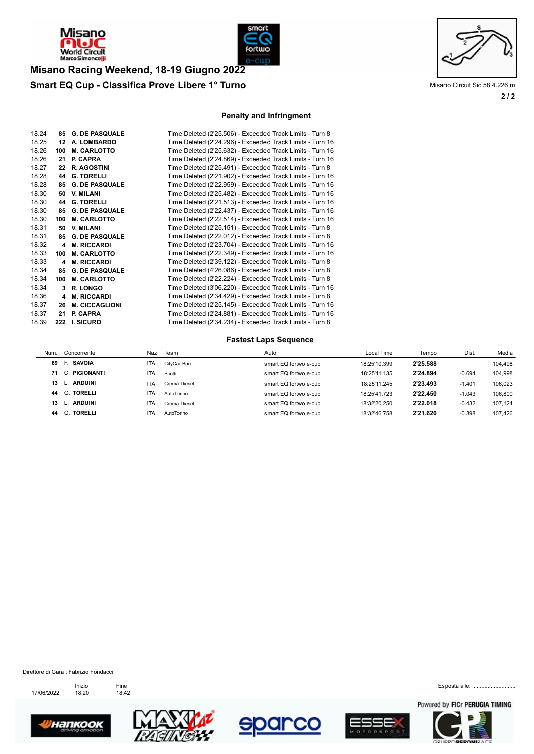# Misano Racing Weekend, 18-19 Giugno 2022

## Smart EQ Cup - Classifica Prove Libere 1° Turno

Misano Circuit Sic 58 4.226 m

### Penalty and Infringment

| | | | |
|---|---|---|---|
| 18.24 | 85 | G. DE PASQUALE | Time Deleted (2'25.506) - Exceeded Track Limits - Turn 8 |
| 18.25 | 12 | A. LOMBARDO | Time Deleted (2'24.296) - Exceeded Track Limits - Turn 16 |
| 18.26 | 100 | M. CARLOTTO | Time Deleted (2'25.632) - Exceeded Track Limits - Turn 16 |
| 18.26 | 21 | P. CAPRA | Time Deleted (2'24.869) - Exceeded Track Limits - Turn 16 |
| 18.27 | 22 | R. AGOSTINI | Time Deleted (2'25.491) - Exceeded Track Limits - Turn 8 |
| 18.28 | 44 | G. TORELLI | Time Deleted (2'21.902) - Exceeded Track Limits - Turn 16 |
| 18.28 | 85 | G. DE PASQUALE | Time Deleted (2'22.959) - Exceeded Track Limits - Turn 16 |
| 18.30 | 50 | V. MILANI | Time Deleted (2'25.482) - Exceeded Track Limits - Turn 16 |
| 18.30 | 44 | G. TORELLI | Time Deleted (2'21.513) - Exceeded Track Limits - Turn 16 |
| 18.30 | 85 | G. DE PASQUALE | Time Deleted (2'22.437) - Exceeded Track Limits - Turn 16 |
| 18.30 | 100 | M. CARLOTTO | Time Deleted (2'22.514) - Exceeded Track Limits - Turn 16 |
| 18.31 | 50 | V. MILANI | Time Deleted (2'25.151) - Exceeded Track Limits - Turn 8 |
| 18.31 | 85 | G. DE PASQUALE | Time Deleted (2'22.012) - Exceeded Track Limits - Turn 8 |
| 18.32 | 4 | M. RICCARDI | Time Deleted (2'23.704) - Exceeded Track Limits - Turn 16 |
| 18.33 | 100 | M. CARLOTTO | Time Deleted (2'22.349) - Exceeded Track Limits - Turn 16 |
| 18.33 | 4 | M. RICCARDI | Time Deleted (2'39.122) - Exceeded Track Limits - Turn 8 |
| 18.34 | 85 | G. DE PASQUALE | Time Deleted (4'26.086) - Exceeded Track Limits - Turn 8 |
| 18.34 | 100 | M. CARLOTTO | Time Deleted (2'22.224) - Exceeded Track Limits - Turn 8 |
| 18.34 | 3 | R. LONGO | Time Deleted (3'06.220) - Exceeded Track Limits - Turn 16 |
| 18.36 | 4 | M. RICCARDI | Time Deleted (2'34.429) - Exceeded Track Limits - Turn 8 |
| 18.37 | 26 | M. CICCAGLIONI | Time Deleted (2'25.145) - Exceeded Track Limits - Turn 16 |
| 18.37 | 21 | P. CAPRA | Time Deleted (2'24.881) - Exceeded Track Limits - Turn 16 |
| 18.39 | 222 | I. SICURO | Time Deleted (2'34.234) - Exceeded Track Limits - Turn 8 |

### Fastest Laps Sequence

| Num. | Concorrente | Naz | Team | Auto | Local Time | Tempo | Dist. | Media |
|---|---|---|---|---|---|---|---|---|
| 69 | F. SAVOIA | ITA | CityCar Bari | smart EQ fortwo e-cup | 18:25'10.399 | 2'25.588 | | 104,498 |
| 71 | C. PIGIONANTI | ITA | Scotti | smart EQ fortwo e-cup | 18:25'11.135 | 2'24.894 | -0.694 | 104,998 |
| 13 | L. ARDUINI | ITA | Crema Diesel | smart EQ fortwo e-cup | 18:25'11.245 | 2'23.493 | -1.401 | 106,023 |
| 44 | G. TORELLI | ITA | AutoTorino | smart EQ fortwo e-cup | 18:25'41.723 | 2'22.450 | -1.043 | 106,800 |
| 13 | L. ARDUINI | ITA | Crema Diesel | smart EQ fortwo e-cup | 18:32'20.250 | 2'22.018 | -0.432 | 107,124 |
| 44 | G. TORELLI | ITA | AutoTorino | smart EQ fortwo e-cup | 18:32'46.758 | 2'21.620 | -0.398 | 107,426 |

Direttore di Gara : Fabrizio Fondacci

| | Inizio | Fine |
|---|---|---|
| 17/06/2022 | 18:20 | 18:42 |

Esposta alle: ............................

Powered by FICr PERUGIA TIMING